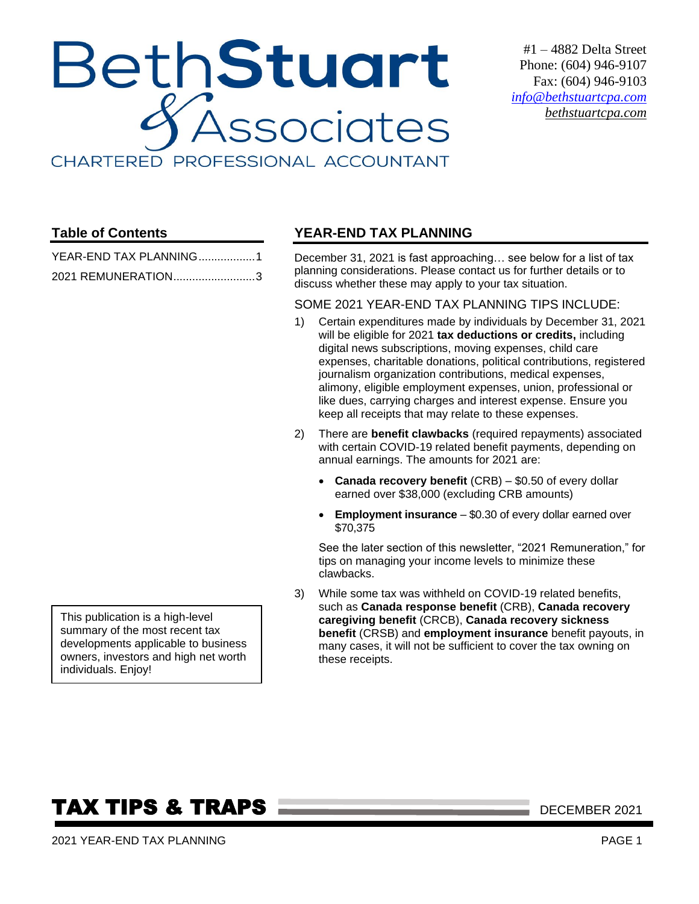# Beth**Stuart** & Associates

CHARTERED PROFESSIONAL ACCOUNTANT

#1 – 4882 Delta Street
Phone: (604) 946-9107
Fax: (604) 946-9103
info@bethstuartcpa.com
bethstuartcpa.com

## Table of Contents

YEAR-END TAX PLANNING..................1

2021 REMUNERATION..........................3

This publication is a high-level summary of the most recent tax developments applicable to business owners, investors and high net worth individuals. Enjoy!

## YEAR-END TAX PLANNING

December 31, 2021 is fast approaching… see below for a list of tax planning considerations. Please contact us for further details or to discuss whether these may apply to your tax situation.

### SOME 2021 YEAR-END TAX PLANNING TIPS INCLUDE:

1) Certain expenditures made by individuals by December 31, 2021 will be eligible for 2021 **tax deductions or credits,** including digital news subscriptions, moving expenses, child care expenses, charitable donations, political contributions, registered journalism organization contributions, medical expenses, alimony, eligible employment expenses, union, professional or like dues, carrying charges and interest expense. Ensure you keep all receipts that may relate to these expenses.

2) There are **benefit clawbacks** (required repayments) associated with certain COVID-19 related benefit payments, depending on annual earnings. The amounts for 2021 are:

   - **Canada recovery benefit** (CRB) – $0.50 of every dollar earned over $38,000 (excluding CRB amounts)
   - **Employment insurance** – $0.30 of every dollar earned over $70,375

   See the later section of this newsletter, "2021 Remuneration," for tips on managing your income levels to minimize these clawbacks.

3) While some tax was withheld on COVID-19 related benefits, such as **Canada response benefit** (CRB), **Canada recovery caregiving benefit** (CRCB), **Canada recovery sickness benefit** (CRSB) and **employment insurance** benefit payouts, in many cases, it will not be sufficient to cover the tax owning on these receipts.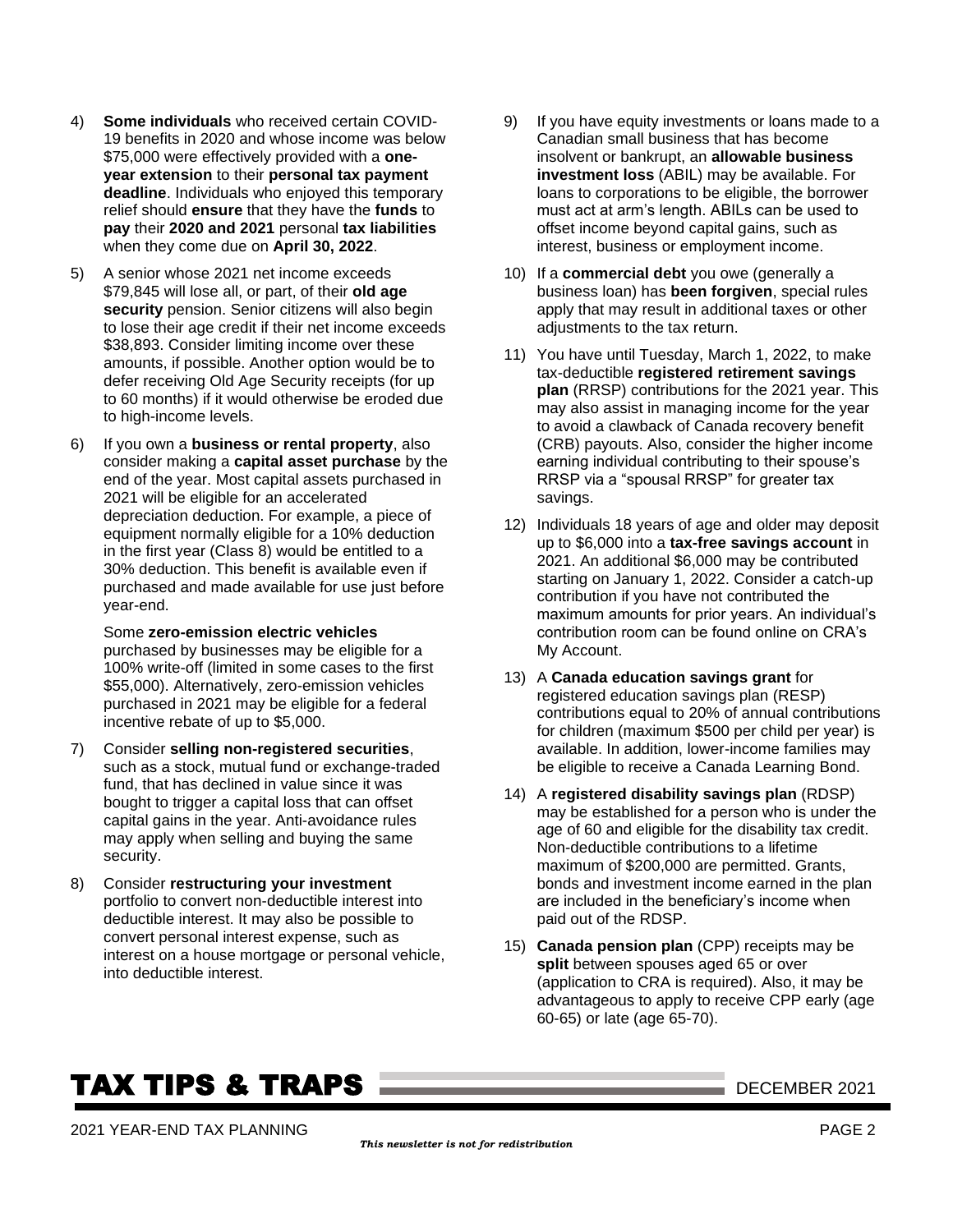4) **Some individuals** who received certain COVID-19 benefits in 2020 and whose income was below $75,000 were effectively provided with a **one-year extension** to their **personal tax payment deadline**. Individuals who enjoyed this temporary relief should **ensure** that they have the **funds** to **pay** their **2020 and 2021** personal **tax liabilities** when they come due on **April 30, 2022**.

5) A senior whose 2021 net income exceeds $79,845 will lose all, or part, of their **old age security** pension. Senior citizens will also begin to lose their age credit if their net income exceeds $38,893. Consider limiting income over these amounts, if possible. Another option would be to defer receiving Old Age Security receipts (for up to 60 months) if it would otherwise be eroded due to high-income levels.

6) If you own a **business or rental property**, also consider making a **capital asset purchase** by the end of the year. Most capital assets purchased in 2021 will be eligible for an accelerated depreciation deduction. For example, a piece of equipment normally eligible for a 10% deduction in the first year (Class 8) would be entitled to a 30% deduction. This benefit is available even if purchased and made available for use just before year-end.

   Some **zero-emission electric vehicles** purchased by businesses may be eligible for a 100% write-off (limited in some cases to the first $55,000). Alternatively, zero-emission vehicles purchased in 2021 may be eligible for a federal incentive rebate of up to $5,000.

7) Consider **selling non-registered securities**, such as a stock, mutual fund or exchange-traded fund, that has declined in value since it was bought to trigger a capital loss that can offset capital gains in the year. Anti-avoidance rules may apply when selling and buying the same security.

8) Consider **restructuring your investment** portfolio to convert non-deductible interest into deductible interest. It may also be possible to convert personal interest expense, such as interest on a house mortgage or personal vehicle, into deductible interest.

9) If you have equity investments or loans made to a Canadian small business that has become insolvent or bankrupt, an **allowable business investment loss** (ABIL) may be available. For loans to corporations to be eligible, the borrower must act at arm's length. ABILs can be used to offset income beyond capital gains, such as interest, business or employment income.

10) If a **commercial debt** you owe (generally a business loan) has **been forgiven**, special rules apply that may result in additional taxes or other adjustments to the tax return.

11) You have until Tuesday, March 1, 2022, to make tax-deductible **registered retirement savings plan** (RRSP) contributions for the 2021 year. This may also assist in managing income for the year to avoid a clawback of Canada recovery benefit (CRB) payouts. Also, consider the higher income earning individual contributing to their spouse's RRSP via a "spousal RRSP" for greater tax savings.

12) Individuals 18 years of age and older may deposit up to $6,000 into a **tax-free savings account** in 2021. An additional $6,000 may be contributed starting on January 1, 2022. Consider a catch-up contribution if you have not contributed the maximum amounts for prior years. An individual's contribution room can be found online on CRA's My Account.

13) A **Canada education savings grant** for registered education savings plan (RESP) contributions equal to 20% of annual contributions for children (maximum $500 per child per year) is available. In addition, lower-income families may be eligible to receive a Canada Learning Bond.

14) A **registered disability savings plan** (RDSP) may be established for a person who is under the age of 60 and eligible for the disability tax credit. Non-deductible contributions to a lifetime maximum of $200,000 are permitted. Grants, bonds and investment income earned in the plan are included in the beneficiary's income when paid out of the RDSP.

15) **Canada pension plan** (CPP) receipts may be **split** between spouses aged 65 or over (application to CRA is required). Also, it may be advantageous to apply to receive CPP early (age 60-65) or late (age 65-70).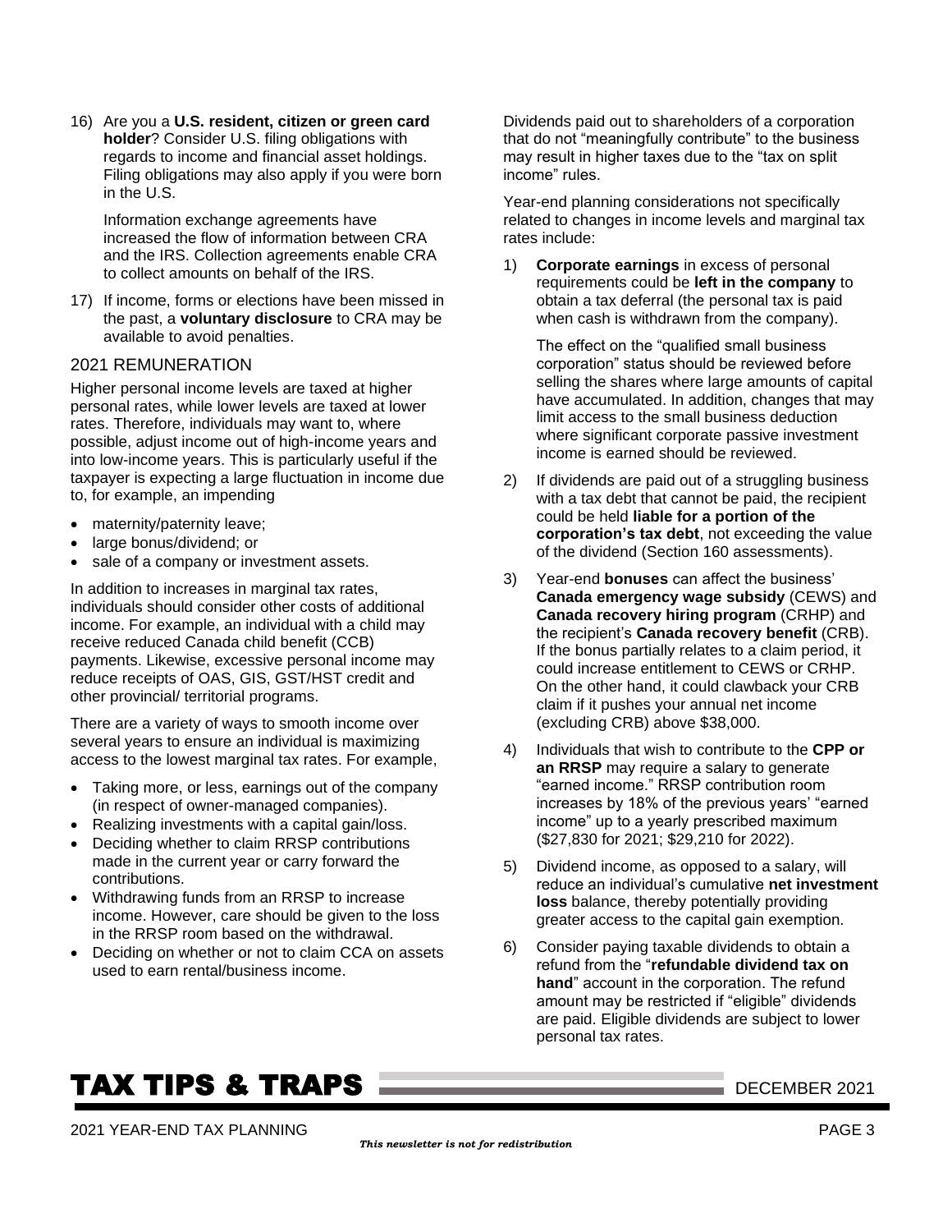16) Are you a **U.S. resident, citizen or green card holder**? Consider U.S. filing obligations with regards to income and financial asset holdings. Filing obligations may also apply if you were born in the U.S.

    Information exchange agreements have increased the flow of information between CRA and the IRS. Collection agreements enable CRA to collect amounts on behalf of the IRS.

17) If income, forms or elections have been missed in the past, a **voluntary disclosure** to CRA may be available to avoid penalties.

## 2021 REMUNERATION

Higher personal income levels are taxed at higher personal rates, while lower levels are taxed at lower rates. Therefore, individuals may want to, where possible, adjust income out of high-income years and into low-income years. This is particularly useful if the taxpayer is expecting a large fluctuation in income due to, for example, an impending

- maternity/paternity leave;
- large bonus/dividend; or
- sale of a company or investment assets.

In addition to increases in marginal tax rates, individuals should consider other costs of additional income. For example, an individual with a child may receive reduced Canada child benefit (CCB) payments. Likewise, excessive personal income may reduce receipts of OAS, GIS, GST/HST credit and other provincial/ territorial programs.

There are a variety of ways to smooth income over several years to ensure an individual is maximizing access to the lowest marginal tax rates. For example,

- Taking more, or less, earnings out of the company (in respect of owner-managed companies).
- Realizing investments with a capital gain/loss.
- Deciding whether to claim RRSP contributions made in the current year or carry forward the contributions.
- Withdrawing funds from an RRSP to increase income. However, care should be given to the loss in the RRSP room based on the withdrawal.
- Deciding on whether or not to claim CCA on assets used to earn rental/business income.

Dividends paid out to shareholders of a corporation that do not "meaningfully contribute" to the business may result in higher taxes due to the "tax on split income" rules.

Year-end planning considerations not specifically related to changes in income levels and marginal tax rates include:

1) **Corporate earnings** in excess of personal requirements could be **left in the company** to obtain a tax deferral (the personal tax is paid when cash is withdrawn from the company).

   The effect on the "qualified small business corporation" status should be reviewed before selling the shares where large amounts of capital have accumulated. In addition, changes that may limit access to the small business deduction where significant corporate passive investment income is earned should be reviewed.

2) If dividends are paid out of a struggling business with a tax debt that cannot be paid, the recipient could be held **liable for a portion of the corporation's tax debt**, not exceeding the value of the dividend (Section 160 assessments).

3) Year-end **bonuses** can affect the business' **Canada emergency wage subsidy** (CEWS) and **Canada recovery hiring program** (CRHP) and the recipient's **Canada recovery benefit** (CRB). If the bonus partially relates to a claim period, it could increase entitlement to CEWS or CRHP. On the other hand, it could clawback your CRB claim if it pushes your annual net income (excluding CRB) above $38,000.

4) Individuals that wish to contribute to the **CPP or an RRSP** may require a salary to generate "earned income." RRSP contribution room increases by 18% of the previous years' "earned income" up to a yearly prescribed maximum ($27,830 for 2021; $29,210 for 2022).

5) Dividend income, as opposed to a salary, will reduce an individual's cumulative **net investment loss** balance, thereby potentially providing greater access to the capital gain exemption.

6) Consider paying taxable dividends to obtain a refund from the "**refundable dividend tax on hand**" account in the corporation. The refund amount may be restricted if "eligible" dividends are paid. Eligible dividends are subject to lower personal tax rates.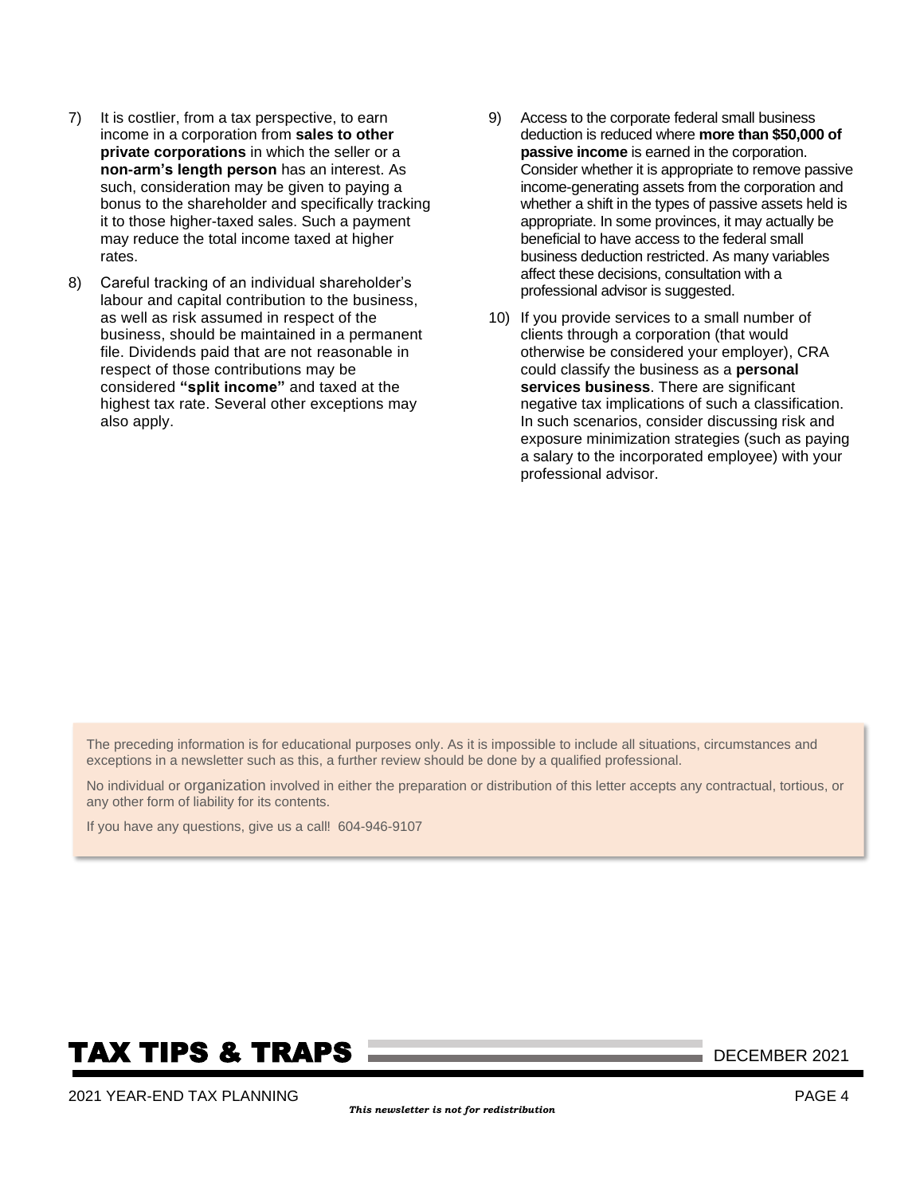7) It is costlier, from a tax perspective, to earn income in a corporation from **sales to other private corporations** in which the seller or a **non-arm's length person** has an interest. As such, consideration may be given to paying a bonus to the shareholder and specifically tracking it to those higher-taxed sales. Such a payment may reduce the total income taxed at higher rates.

8) Careful tracking of an individual shareholder's labour and capital contribution to the business, as well as risk assumed in respect of the business, should be maintained in a permanent file. Dividends paid that are not reasonable in respect of those contributions may be considered **"split income"** and taxed at the highest tax rate. Several other exceptions may also apply.

9) Access to the corporate federal small business deduction is reduced where **more than $50,000 of passive income** is earned in the corporation. Consider whether it is appropriate to remove passive income-generating assets from the corporation and whether a shift in the types of passive assets held is appropriate. In some provinces, it may actually be beneficial to have access to the federal small business deduction restricted. As many variables affect these decisions, consultation with a professional advisor is suggested.

10) If you provide services to a small number of clients through a corporation (that would otherwise be considered your employer), CRA could classify the business as a **personal services business**. There are significant negative tax implications of such a classification. In such scenarios, consider discussing risk and exposure minimization strategies (such as paying a salary to the incorporated employee) with your professional advisor.

The preceding information is for educational purposes only. As it is impossible to include all situations, circumstances and exceptions in a newsletter such as this, a further review should be done by a qualified professional.

No individual or organization involved in either the preparation or distribution of this letter accepts any contractual, tortious, or any other form of liability for its contents.

If you have any questions, give us a call! 604-946-9107

*This newsletter is not for redistribution*